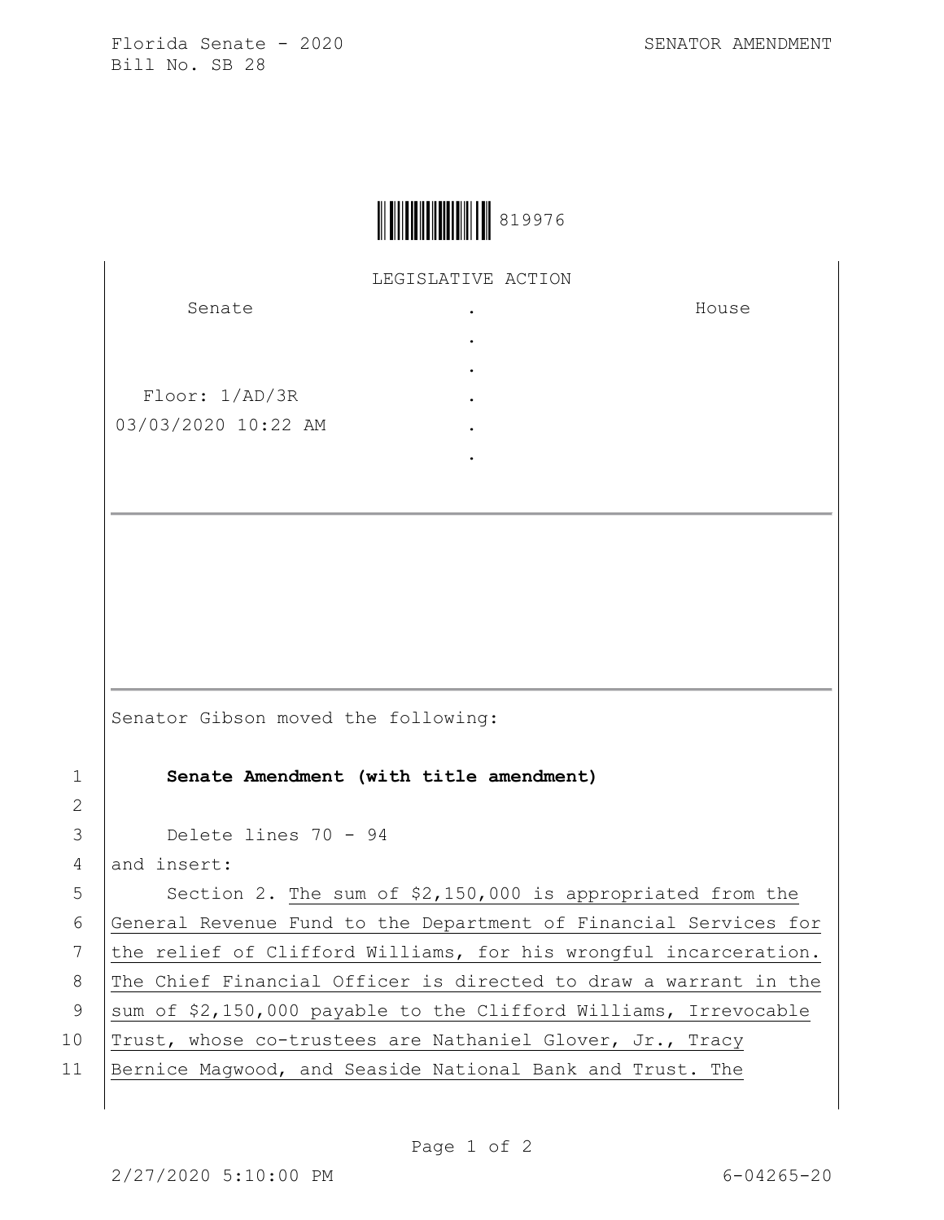Florida Senate - 2020 SENATOR AMENDMENT
Bill No. SB 28

819976

LEGISLATIVE ACTION

| Senate | . | House |
| --- | --- | --- |
| | . | |
| | . | |
| Floor: 1/AD/3R | . | |
| 03/03/2020 10:22 AM | . | |
| | . | |

---

Senator Gibson moved the following:

1 **Senate Amendment (with title amendment)**

2

3 Delete lines 70 - 94

4 and insert:

5 Section 2. <u>The sum of $2,150,000 is appropriated from the</u>

6 <u>General Revenue Fund to the Department of Financial Services for</u>

7 <u>the relief of Clifford Williams, for his wrongful incarceration.</u>

8 <u>The Chief Financial Officer is directed to draw a warrant in the</u>

9 <u>sum of $2,150,000 payable to the Clifford Williams, Irrevocable</u>

10 <u>Trust, whose co-trustees are Nathaniel Glover, Jr., Tracy</u>

11 <u>Bernice Magwood, and Seaside National Bank and Trust. The</u>

2/27/2020 5:10:00 PM 6-04265-20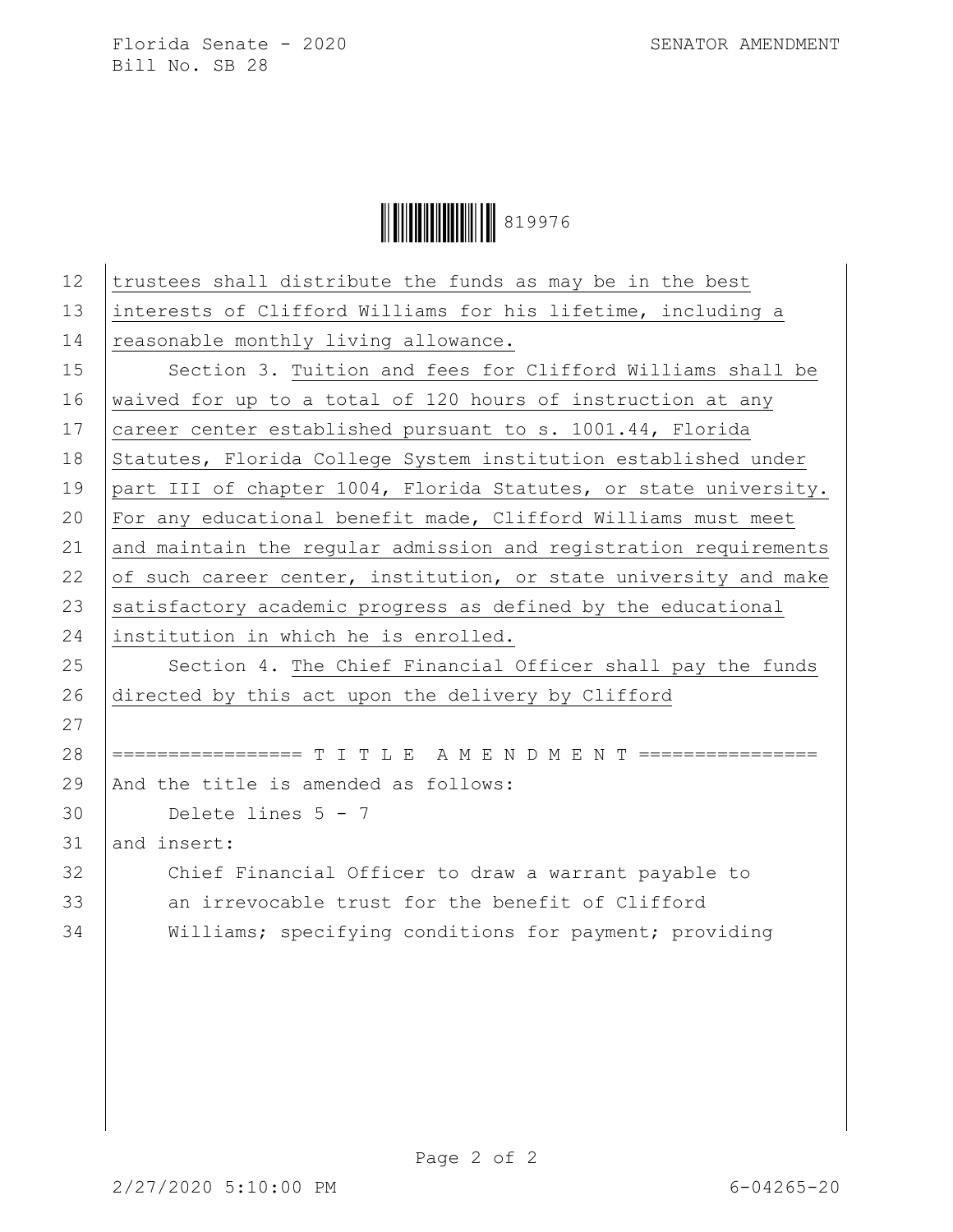trustees shall distribute the funds as may be in the best interests of Clifford Williams for his lifetime, including a reasonable monthly living allowance.

Section 3. Tuition and fees for Clifford Williams shall be waived for up to a total of 120 hours of instruction at any career center established pursuant to s. 1001.44, Florida Statutes, Florida College System institution established under part III of chapter 1004, Florida Statutes, or state university. For any educational benefit made, Clifford Williams must meet and maintain the regular admission and registration requirements of such career center, institution, or state university and make satisfactory academic progress as defined by the educational institution in which he is enrolled.

Section 4. The Chief Financial Officer shall pay the funds directed by this act upon the delivery by Clifford

================= T I T L E A M E N D M E N T ================

And the title is amended as follows:

Delete lines 5 - 7

and insert:

Chief Financial Officer to draw a warrant payable to an irrevocable trust for the benefit of Clifford Williams; specifying conditions for payment; providing